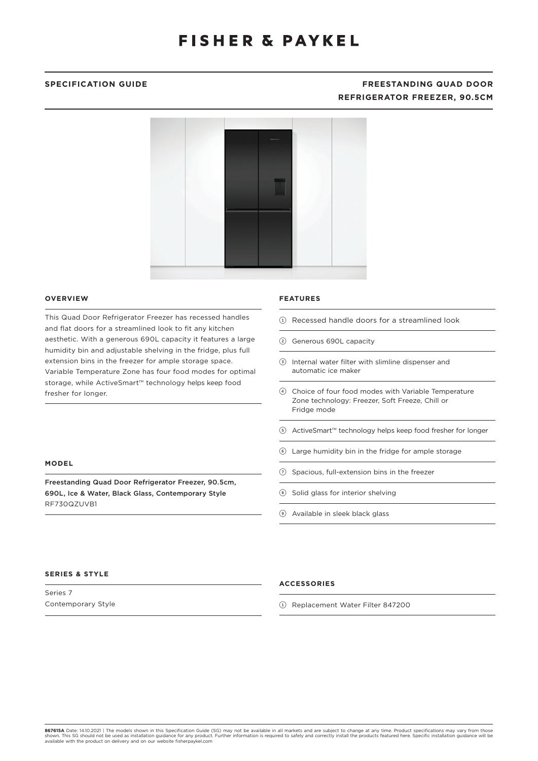# FISHER & PAYKEL

**SPECIFICATION GUIDE**

**FREESTANDING QUAD DOOR REFRIGERATOR FREEZER, 90.5CM**

## OVERVIEW

This Quad Door Refrigerator Freezer has recessed handles and flat doors for a streamlined look to fit any kitchen aesthetic. With a generous 690L capacity it features a large humidity bin and adjustable shelving in the fridge, plus full extension bins in the freezer for ample storage space. Variable Temperature Zone has four food modes for optimal storage, while ActiveSmart™ technology helps keep food fresher for longer.

## MODEL

Freestanding Quad Door Refrigerator Freezer, 90.5cm, 690L, Ice & Water, Black Glass, Contemporary Style
RF730QZUVB1

## SERIES & STYLE

Series 7
Contemporary Style

## FEATURES

1. Recessed handle doors for a streamlined look
2. Generous 690L capacity
3. Internal water filter with slimline dispenser and automatic ice maker
4. Choice of four food modes with Variable Temperature Zone technology: Freezer, Soft Freeze, Chill or Fridge mode
5. ActiveSmart™ technology helps keep food fresher for longer
6. Large humidity bin in the fridge for ample storage
7. Spacious, full-extension bins in the freezer
8. Solid glass for interior shelving
9. Available in sleek black glass

## ACCESSORIES

1. Replacement Water Filter 847200

**867615A** Date: 14.10.2021 | The models shown in this Specification Guide (SG) may not be available in all markets and are subject to change at any time. Product specifications may vary from those shown. This SG should not be used as installation guidance for any product. Further information is required to safely and correctly install the products featured here. Specific installation guidance will be available with the product on delivery and on our website fisherpaykel.com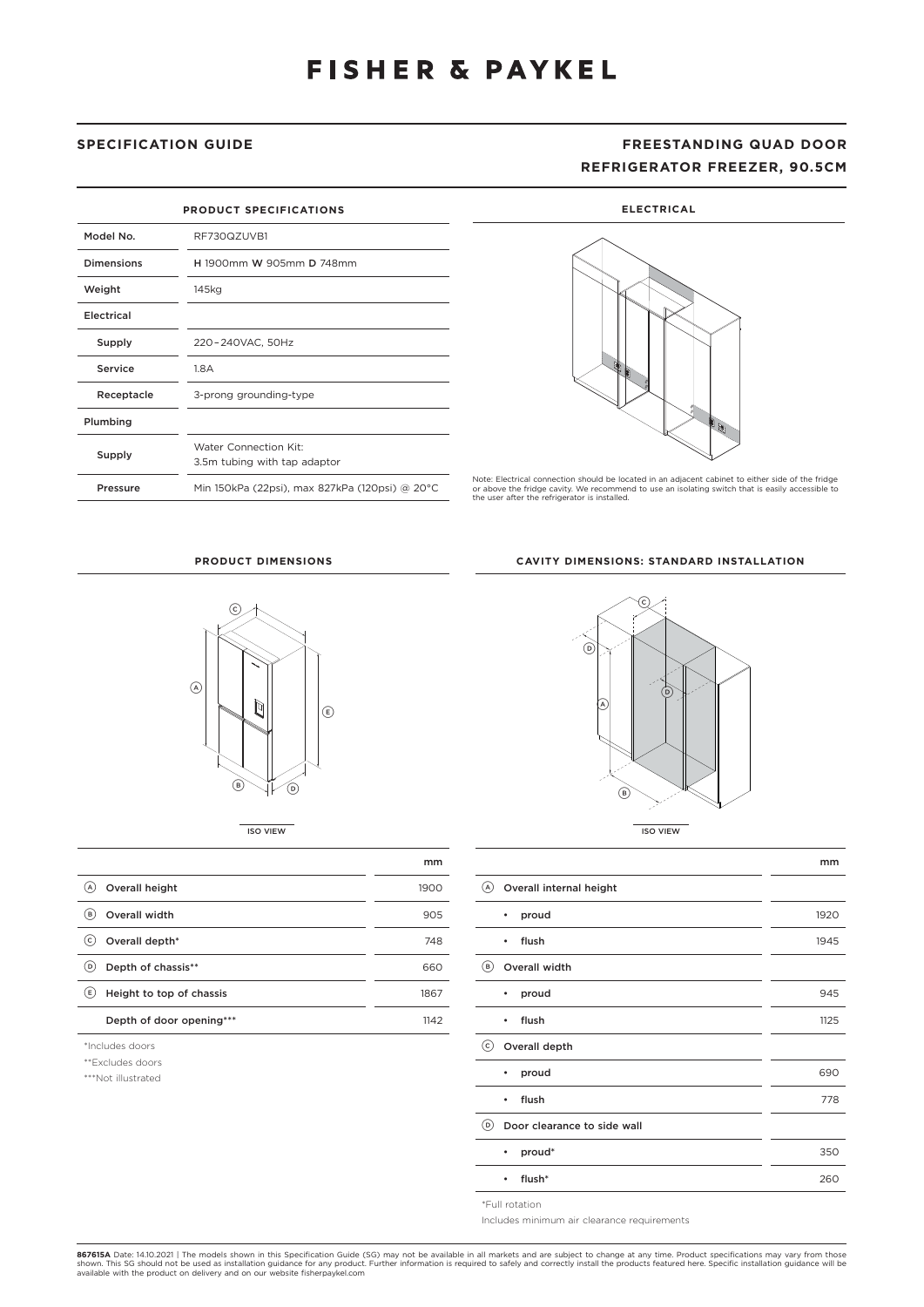# FISHER & PAYKEL

**SPECIFICATION GUIDE**

**FREESTANDING QUAD DOOR REFRIGERATOR FREEZER, 90.5CM**

## PRODUCT SPECIFICATIONS

| | |
|---|---|
| Model No. | RF730QZUVB1 |
| Dimensions | **H** 1900mm **W** 905mm **D** 748mm |
| Weight | 145kg |
| Electrical | |
| Supply | 220–240VAC, 50Hz |
| Service | 1.8A |
| Receptacle | 3-prong grounding-type |
| Plumbing | |
| Supply | Water Connection Kit: 3.5m tubing with tap adaptor |
| Pressure | Min 150kPa (22psi), max 827kPa (120psi) @ 20°C |

## ELECTRICAL

Note: Electrical connection should be located in an adjacent cabinet to either side of the fridge or above the fridge cavity. We recommend to use an isolating switch that is easily accessible to the user after the refrigerator is installed.

## PRODUCT DIMENSIONS

ISO VIEW

| | mm |
|---|---|
| (A) Overall height | 1900 |
| (B) Overall width | 905 |
| (C) Overall depth* | 748 |
| (D) Depth of chassis** | 660 |
| (E) Height to top of chassis | 1867 |
| Depth of door opening*** | 1142 |

*Includes doors

**Excludes doors

***Not illustrated

## CAVITY DIMENSIONS: STANDARD INSTALLATION

ISO VIEW

| | mm |
|---|---|
| (A) Overall internal height | |
| • proud | 1920 |
| • flush | 1945 |
| (B) Overall width | |
| • proud | 945 |
| • flush | 1125 |
| (C) Overall depth | |
| • proud | 690 |
| • flush | 778 |
| (D) Door clearance to side wall | |
| • proud* | 350 |
| • flush* | 260 |

*Full rotation

Includes minimum air clearance requirements

**867615A** Date: 14.10.2021 | The models shown in this Specification Guide (SG) may not be available in all markets and are subject to change at any time. Product specifications may vary from those shown. This SG should not be used as installation guidance for any product. Further information is required to safely and correctly install the products featured here. Specific installation guidance will be available with the product on delivery and on our website fisherpaykel.com